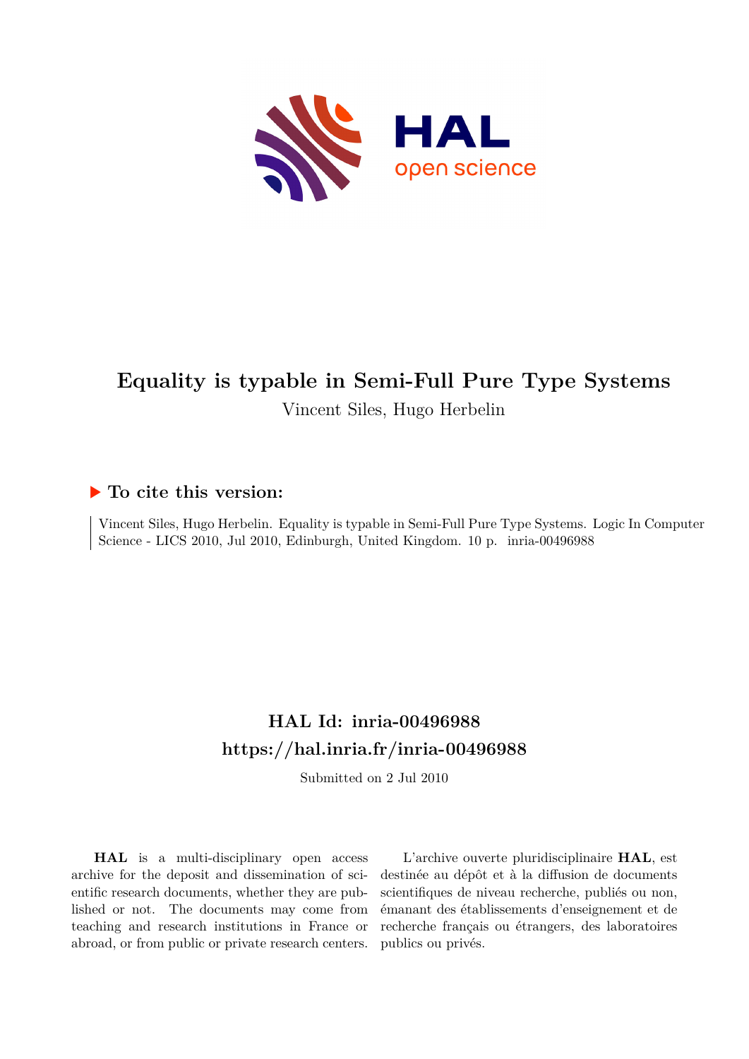# Equality is typable in Semi-Full Pure Type Systems

Vincent Siles, Hugo Herbelin

## To cite this version:

Vincent Siles, Hugo Herbelin. Equality is typable in Semi-Full Pure Type Systems. Logic In Computer Science - LICS 2010, Jul 2010, Edinburgh, United Kingdom. 10 p. inria-00496988

## HAL Id: inria-00496988

## https://hal.inria.fr/inria-00496988

Submitted on 2 Jul 2010

**HAL** is a multi-disciplinary open access archive for the deposit and dissemination of scientific research documents, whether they are published or not. The documents may come from teaching and research institutions in France or abroad, or from public or private research centers.

L'archive ouverte pluridisciplinaire **HAL**, est destinée au dépôt et à la diffusion de documents scientifiques de niveau recherche, publiés ou non, émanant des établissements d'enseignement et de recherche français ou étrangers, des laboratoires publics ou privés.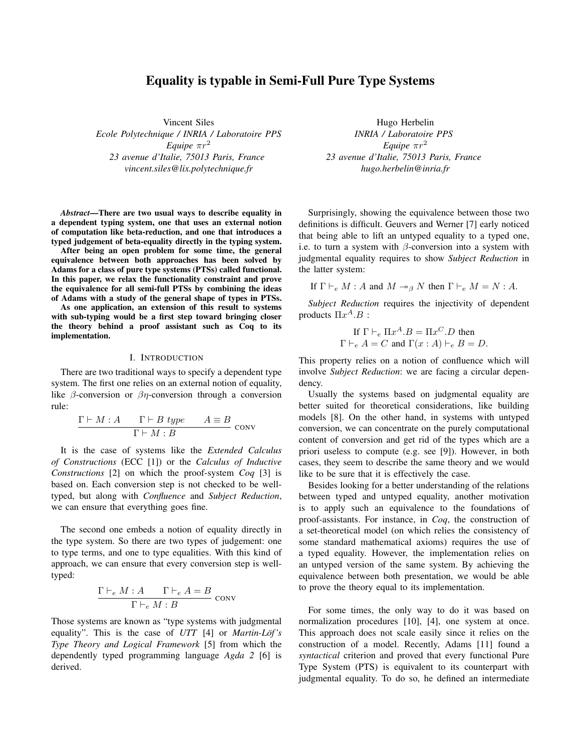# Equality is typable in Semi-Full Pure Type Systems

Vincent Siles
*Ecole Polytechnique / INRIA / Laboratoire PPS*
*Equipe $\pi r^2$*
*23 avenue d'Italie, 75013 Paris, France*
*vincent.siles@lix.polytechnique.fr*

Hugo Herbelin
*INRIA / Laboratoire PPS*
*Equipe $\pi r^2$*
*23 avenue d'Italie, 75013 Paris, France*
*hugo.herbelin@inria.fr*

***Abstract*—There are two usual ways to describe equality in a dependent typing system, one that uses an external notion of computation like beta-reduction, and one that introduces a typed judgement of beta-equality directly in the typing system.**

**After being an open problem for some time, the general equivalence between both approaches has been solved by Adams for a class of pure type systems (PTSs) called functional. In this paper, we relax the functionality constraint and prove the equivalence for all semi-full PTSs by combining the ideas of Adams with a study of the general shape of types in PTSs.**

**As one application, an extension of this result to systems with sub-typing would be a first step toward bringing closer the theory behind a proof assistant such as Coq to its implementation.**

## I. Introduction

There are two traditional ways to specify a dependent type system. The first one relies on an external notion of equality, like $\beta$-conversion or $\beta\eta$-conversion through a conversion rule:

$$\frac{\Gamma \vdash M : A \qquad \Gamma \vdash B \ type \qquad A \equiv B}{\Gamma \vdash M : B} \text{ CONV}$$

It is the case of systems like the *Extended Calculus of Constructions* (ECC [1]) or the *Calculus of Inductive Constructions* [2] on which the proof-system *Coq* [3] is based on. Each conversion step is not checked to be well-typed, but along with *Confluence* and *Subject Reduction*, we can ensure that everything goes fine.

The second one embeds a notion of equality directly in the type system. So there are two types of judgement: one to type terms, and one to type equalities. With this kind of approach, we can ensure that every conversion step is well-typed:

$$\frac{\Gamma \vdash_e M : A \qquad \Gamma \vdash_e A = B}{\Gamma \vdash_e M : B} \text{ CONV}$$

Those systems are known as "type systems with judgmental equality". This is the case of *UTT* [4] or *Martin-Löf's Type Theory and Logical Framework* [5] from which the dependently typed programming language *Agda 2* [6] is derived.

Surprisingly, showing the equivalence between those two definitions is difficult. Geuvers and Werner [7] early noticed that being able to lift an untyped equality to a typed one, i.e. to turn a system with $\beta$-conversion into a system with judgmental equality requires to show *Subject Reduction* in the latter system:

$$\text{If } \Gamma \vdash_e M : A \text{ and } M \twoheadrightarrow_\beta N \text{ then } \Gamma \vdash_e M = N : A.$$

*Subject Reduction* requires the injectivity of dependent products $\Pi x^A.B$ :

$$\text{If } \Gamma \vdash_e \Pi x^A.B = \Pi x^C.D \text{ then}$$
$$\Gamma \vdash_e A = C \text{ and } \Gamma(x : A) \vdash_e B = D.$$

This property relies on a notion of confluence which will involve *Subject Reduction*: we are facing a circular dependency.

Usually the systems based on judgmental equality are better suited for theoretical considerations, like building models [8]. On the other hand, in systems with untyped conversion, we can concentrate on the purely computational content of conversion and get rid of the types which are a priori useless to compute (e.g. see [9]). However, in both cases, they seem to describe the same theory and we would like to be sure that it is effectively the case.

Besides looking for a better understanding of the relations between typed and untyped equality, another motivation is to apply such an equivalence to the foundations of proof-assistants. For instance, in *Coq*, the construction of a set-theoretical model (on which relies the consistency of some standard mathematical axioms) requires the use of a typed equality. However, the implementation relies on an untyped version of the same system. By achieving the equivalence between both presentation, we would be able to prove the theory equal to its implementation.

For some times, the only way to do it was based on normalization procedures [10], [4], one system at once. This approach does not scale easily since it relies on the construction of a model. Recently, Adams [11] found a *syntactical* criterion and proved that every functional Pure Type System (PTS) is equivalent to its counterpart with judgmental equality. To do so, he defined an intermediate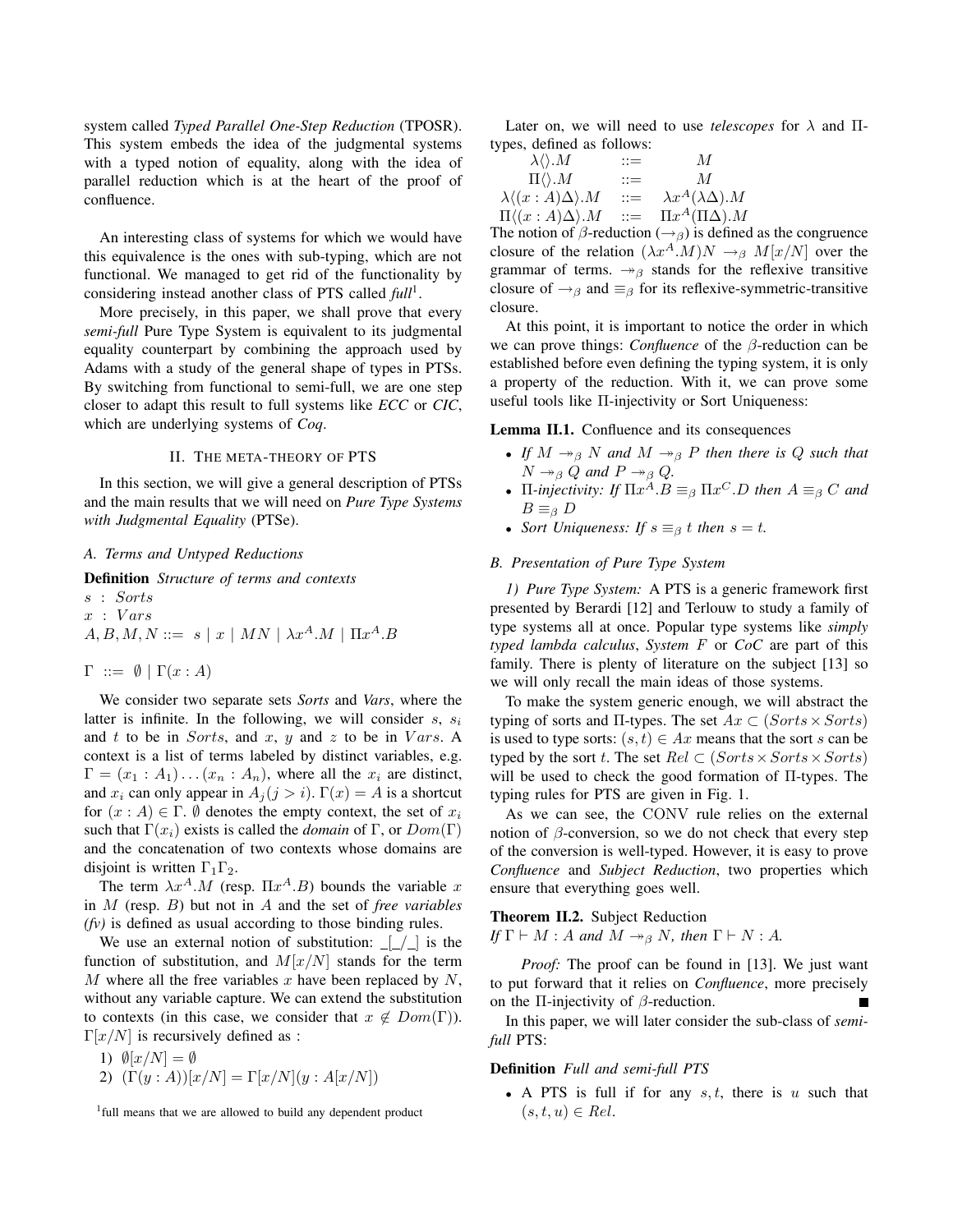system called *Typed Parallel One-Step Reduction* (TPOSR). This system embeds the idea of the judgmental systems with a typed notion of equality, along with the idea of parallel reduction which is at the heart of the proof of confluence.

An interesting class of systems for which we would have this equivalence is the ones with sub-typing, which are not functional. We managed to get rid of the functionality by considering instead another class of PTS called *full*[1].

More precisely, in this paper, we shall prove that every *semi-full* Pure Type System is equivalent to its judgmental equality counterpart by combining the approach used by Adams with a study of the general shape of types in PTSs. By switching from functional to semi-full, we are one step closer to adapt this result to full systems like *ECC* or *CIC*, which are underlying systems of *Coq*.

[1] full means that we are allowed to build any dependent product

## II. The meta-theory of PTS

In this section, we will give a general description of PTSs and the main results that we will need on *Pure Type Systems with Judgmental Equality* (PTSe).

### A. Terms and Untyped Reductions

**Definition** *Structure of terms and contexts*

$s\ :\ Sorts$

$x\ :\ Vars$

$A, B, M, N ::=\ s \mid x \mid MN \mid \lambda x^A.M \mid \Pi x^A.B$

$\Gamma\ ::=\ \emptyset \mid \Gamma(x : A)$

We consider two separate sets *Sorts* and *Vars*, where the latter is infinite. In the following, we will consider $s$, $s_i$ and $t$ to be in $Sorts$, and $x$, $y$ and $z$ to be in $Vars$. A context is a list of terms labeled by distinct variables, e.g. $\Gamma = (x_1 : A_1) \dots (x_n : A_n)$, where all the $x_i$ are distinct, and $x_i$ can only appear in $A_j (j > i)$. $\Gamma(x) = A$ is a shortcut for $(x : A) \in \Gamma$. $\emptyset$ denotes the empty context, the set of $x_i$ such that $\Gamma(x_i)$ exists is called the *domain* of $\Gamma$, or $Dom(\Gamma)$ and the concatenation of two contexts whose domains are disjoint is written $\Gamma_1\Gamma_2$.

The term $\lambda x^A.M$ (resp. $\Pi x^A.B$) bounds the variable $x$ in $M$ (resp. $B$) but not in $A$ and the set of *free variables (fv)* is defined as usual according to those binding rules.

We use an external notion of substitution: $\_[\_/\_]$ is the function of substitution, and $M[x/N]$ stands for the term $M$ where all the free variables $x$ have been replaced by $N$, without any variable capture. We can extend the substitution to contexts (in this case, we consider that $x \notin Dom(\Gamma)$). $\Gamma[x/N]$ is recursively defined as :

1) $\emptyset[x/N] = \emptyset$
2) $(\Gamma(y : A))[x/N] = \Gamma[x/N](y : A[x/N])$

Later on, we will need to use *telescopes* for $\lambda$ and $\Pi$-types, defined as follows:

$$
\begin{array}{lcl}
\lambda\langle\rangle.M & ::= & M \\
\Pi\langle\rangle.M & ::= & M \\
\lambda\langle(x:A)\Delta\rangle.M & ::= & \lambda x^A(\lambda\Delta).M \\
\Pi\langle(x:A)\Delta\rangle.M & ::= & \Pi x^A(\Pi\Delta).M
\end{array}
$$

The notion of $\beta$-reduction ($\rightarrow_\beta$) is defined as the congruence closure of the relation $(\lambda x^A.M)N \rightarrow_\beta M[x/N]$ over the grammar of terms. $\twoheadrightarrow_\beta$ stands for the reflexive transitive closure of $\rightarrow_\beta$ and $\equiv_\beta$ for its reflexive-symmetric-transitive closure.

At this point, it is important to notice the order in which we can prove things: *Confluence* of the $\beta$-reduction can be established before even defining the typing system, it is only a property of the reduction. With it, we can prove some useful tools like $\Pi$-injectivity or Sort Uniqueness:

**Lemma II.1.** Confluence and its consequences

- *If $M \twoheadrightarrow_\beta N$ and $M \twoheadrightarrow_\beta P$ then there is $Q$ such that $N \twoheadrightarrow_\beta Q$ and $P \twoheadrightarrow_\beta Q$.*
- $\Pi$*-injectivity: If $\Pi x^A.B \equiv_\beta \Pi x^C.D$ then $A \equiv_\beta C$ and $B \equiv_\beta D$*
- *Sort Uniqueness: If $s \equiv_\beta t$ then $s = t$.*

### B. Presentation of Pure Type System

*1) Pure Type System:* A PTS is a generic framework first presented by Berardi [12] and Terlouw to study a family of type systems all at once. Popular type systems like *simply typed lambda calculus*, *System F* or *CoC* are part of this family. There is plenty of literature on the subject [13] so we will only recall the main ideas of those systems.

To make the system generic enough, we will abstract the typing of sorts and $\Pi$-types. The set $Ax \subset (Sorts \times Sorts)$ is used to type sorts: $(s, t) \in Ax$ means that the sort $s$ can be typed by the sort $t$. The set $Rel \subset (Sorts \times Sorts \times Sorts)$ will be used to check the good formation of $\Pi$-types. The typing rules for PTS are given in Fig. 1.

As we can see, the CONV rule relies on the external notion of $\beta$-conversion, so we do not check that every step of the conversion is well-typed. However, it is easy to prove *Confluence* and *Subject Reduction*, two properties which ensure that everything goes well.

**Theorem II.2.** Subject Reduction
*If $\Gamma \vdash M : A$ and $M \twoheadrightarrow_\beta N$, then $\Gamma \vdash N : A$.*

*Proof:* The proof can be found in [13]. We just want to put forward that it relies on *Confluence*, more precisely on the $\Pi$-injectivity of $\beta$-reduction. ■

In this paper, we will later consider the sub-class of *semi-full* PTS:

**Definition** *Full and semi-full PTS*

- A PTS is full if for any $s, t$, there is $u$ such that $(s, t, u) \in Rel$.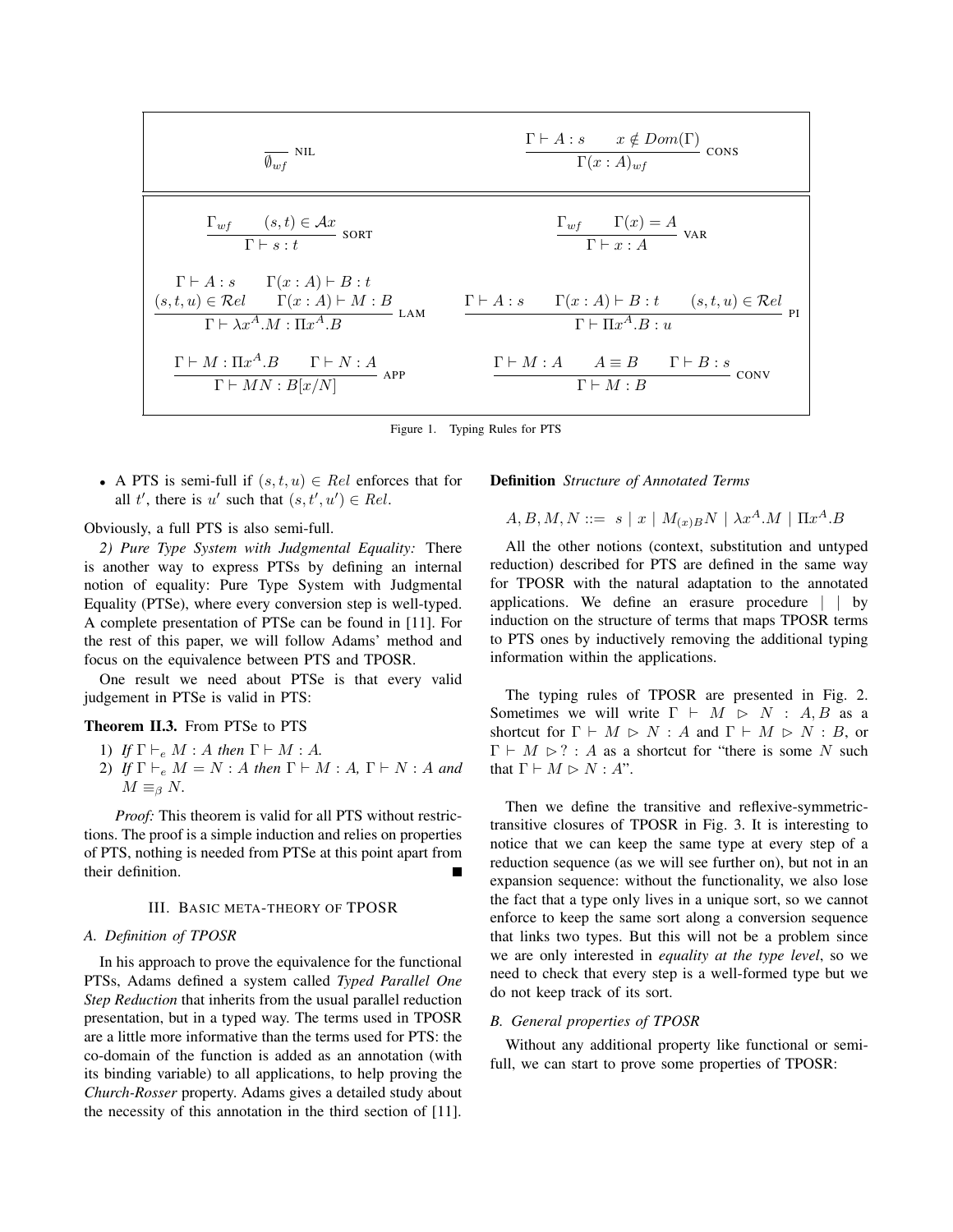$$\frac{}{\emptyset_{wf}} \text{ NIL} \qquad\qquad \frac{\Gamma \vdash A : s \qquad x \notin Dom(\Gamma)}{\Gamma(x:A)_{wf}} \text{ CONS}$$

$$\frac{\Gamma_{wf} \qquad (s,t) \in \mathcal{A}x}{\Gamma \vdash s : t} \text{ SORT} \qquad\qquad \frac{\Gamma_{wf} \qquad \Gamma(x) = A}{\Gamma \vdash x : A} \text{ VAR}$$

$$\frac{\begin{array}{c}\Gamma \vdash A : s \qquad \Gamma(x:A) \vdash B : t \\ (s,t,u) \in \mathcal{R}el \qquad \Gamma(x:A) \vdash M : B\end{array}}{\Gamma \vdash \lambda x^A.M : \Pi x^A.B} \text{ LAM} \qquad \frac{\Gamma \vdash A : s \qquad \Gamma(x:A) \vdash B : t \qquad (s,t,u) \in \mathcal{R}el}{\Gamma \vdash \Pi x^A.B : u} \text{ PI}$$

$$\frac{\Gamma \vdash M : \Pi x^A.B \qquad \Gamma \vdash N : A}{\Gamma \vdash MN : B[x/N]} \text{ APP} \qquad\qquad \frac{\Gamma \vdash M : A \qquad A \equiv B \qquad \Gamma \vdash B : s}{\Gamma \vdash M : B} \text{ CONV}$$

Figure 1. Typing Rules for PTS

- A PTS is semi-full if $(s,t,u) \in Rel$ enforces that for all $t'$, there is $u'$ such that $(s,t',u') \in Rel$.

Obviously, a full PTS is also semi-full.

*2) Pure Type System with Judgmental Equality:* There is another way to express PTSs by defining an internal notion of equality: Pure Type System with Judgmental Equality (PTSe), where every conversion step is well-typed. A complete presentation of PTSe can be found in [11]. For the rest of this paper, we will follow Adams' method and focus on the equivalence between PTS and TPOSR.

One result we need about PTSe is that every valid judgement in PTSe is valid in PTS:

**Theorem II.3.** From PTSe to PTS

1) *If* $\Gamma \vdash_e M : A$ *then* $\Gamma \vdash M : A$.
2) *If* $\Gamma \vdash_e M = N : A$ *then* $\Gamma \vdash M : A$, $\Gamma \vdash N : A$ *and* $M \equiv_\beta N$.

*Proof:* This theorem is valid for all PTS without restrictions. The proof is a simple induction and relies on properties of PTS, nothing is needed from PTSe at this point apart from their definition. ∎

## III. Basic meta-theory of TPOSR

### A. Definition of TPOSR

In his approach to prove the equivalence for the functional PTSs, Adams defined a system called *Typed Parallel One Step Reduction* that inherits from the usual parallel reduction presentation, but in a typed way. The terms used in TPOSR are a little more informative than the terms used for PTS: the co-domain of the function is added as an annotation (with its binding variable) to all applications, to help proving the *Church-Rosser* property. Adams gives a detailed study about the necessity of this annotation in the third section of [11].

**Definition** *Structure of Annotated Terms*

$$A, B, M, N ::= \ s \mid x \mid M_{(x)B}N \mid \lambda x^A.M \mid \Pi x^A.B$$

All the other notions (context, substitution and untyped reduction) described for PTS are defined in the same way for TPOSR with the natural adaptation to the annotated applications. We define an erasure procedure $|\ |$ by induction on the structure of terms that maps TPOSR terms to PTS ones by inductively removing the additional typing information within the applications.

The typing rules of TPOSR are presented in Fig. 2. Sometimes we will write $\Gamma \vdash M \rhd N : A, B$ as a shortcut for $\Gamma \vdash M \rhd N : A$ and $\Gamma \vdash M \rhd N : B$, or $\Gamma \vdash M \rhd ? : A$ as a shortcut for "there is some $N$ such that $\Gamma \vdash M \rhd N : A$".

Then we define the transitive and reflexive-symmetric-transitive closures of TPOSR in Fig. 3. It is interesting to notice that we can keep the same type at every step of a reduction sequence (as we will see further on), but not in an expansion sequence: without the functionality, we also lose the fact that a type only lives in a unique sort, so we cannot enforce to keep the same sort along a conversion sequence that links two types. But this will not be a problem since we are only interested in *equality at the type level*, so we need to check that every step is a well-formed type but we do not keep track of its sort.

### B. General properties of TPOSR

Without any additional property like functional or semi-full, we can start to prove some properties of TPOSR: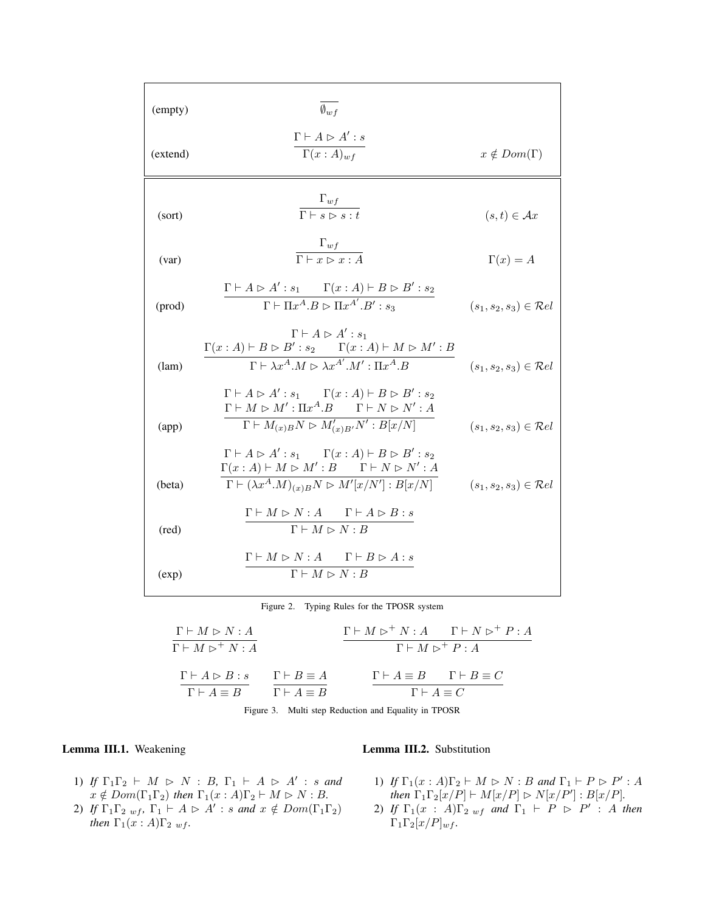| | | |
|---|---|---|
| (empty) | $$\overline{\emptyset_{wf}}$$ | |
| (extend) | $$\frac{\Gamma \vdash A \rhd A' : s}{\Gamma(x : A)_{wf}}$$ | $x \notin Dom(\Gamma)$ |

| | | |
|---|---|---|
| (sort) | $$\frac{\Gamma_{wf}}{\Gamma \vdash s \rhd s : t}$$ | $(s, t) \in \mathcal{A}x$ |
| (var) | $$\frac{\Gamma_{wf}}{\Gamma \vdash x \rhd x : A}$$ | $\Gamma(x) = A$ |
| (prod) | $$\frac{\Gamma \vdash A \rhd A' : s_1 \qquad \Gamma(x : A) \vdash B \rhd B' : s_2}{\Gamma \vdash \Pi x^A.B \rhd \Pi x^{A'}.B' : s_3}$$ | $(s_1, s_2, s_3) \in \mathcal{R}el$ |
| (lam) | $$\frac{\begin{array}{c}\Gamma \vdash A \rhd A' : s_1 \\ \Gamma(x : A) \vdash B \rhd B' : s_2 \qquad \Gamma(x : A) \vdash M \rhd M' : B\end{array}}{\Gamma \vdash \lambda x^A.M \rhd \lambda x^{A'}.M' : \Pi x^A.B}$$ | $(s_1, s_2, s_3) \in \mathcal{R}el$ |
| (app) | $$\frac{\begin{array}{c}\Gamma \vdash A \rhd A' : s_1 \qquad \Gamma(x : A) \vdash B \rhd B' : s_2 \\ \Gamma \vdash M \rhd M' : \Pi x^A.B \qquad \Gamma \vdash N \rhd N' : A\end{array}}{\Gamma \vdash M_{(x)B} N \rhd M'_{(x)B'} N' : B[x/N]}$$ | $(s_1, s_2, s_3) \in \mathcal{R}el$ |
| (beta) | $$\frac{\begin{array}{c}\Gamma \vdash A \rhd A' : s_1 \qquad \Gamma(x : A) \vdash B \rhd B' : s_2 \\ \Gamma(x : A) \vdash M \rhd M' : B \qquad \Gamma \vdash N \rhd N' : A\end{array}}{\Gamma \vdash (\lambda x^A.M)_{(x)B} N \rhd M'[x/N'] : B[x/N]}$$ | $(s_1, s_2, s_3) \in \mathcal{R}el$ |
| (red) | $$\frac{\Gamma \vdash M \rhd N : A \qquad \Gamma \vdash A \rhd B : s}{\Gamma \vdash M \rhd N : B}$$ | |
| (exp) | $$\frac{\Gamma \vdash M \rhd N : A \qquad \Gamma \vdash B \rhd A : s}{\Gamma \vdash M \rhd N : B}$$ | |

Figure 2. Typing Rules for the TPOSR system

$$\frac{\Gamma \vdash M \rhd N : A}{\Gamma \vdash M \rhd^+ N : A} \qquad \frac{\Gamma \vdash M \rhd^+ N : A \qquad \Gamma \vdash N \rhd^+ P : A}{\Gamma \vdash M \rhd^+ P : A}$$

$$\frac{\Gamma \vdash A \rhd B : s}{\Gamma \vdash A \equiv B} \qquad \frac{\Gamma \vdash B \equiv A}{\Gamma \vdash A \equiv B} \qquad \frac{\Gamma \vdash A \equiv B \qquad \Gamma \vdash B \equiv C}{\Gamma \vdash A \equiv C}$$

Figure 3. Multi step Reduction and Equality in TPOSR

**Lemma III.1.** Weakening

1) *If* $\Gamma_1\Gamma_2 \vdash M \rhd N : B$, $\Gamma_1 \vdash A \rhd A' : s$ *and* $x \notin Dom(\Gamma_1\Gamma_2)$ *then* $\Gamma_1(x : A)\Gamma_2 \vdash M \rhd N : B$.
2) *If* $\Gamma_1\Gamma_{2\ wf}$, $\Gamma_1 \vdash A \rhd A' : s$ *and* $x \notin Dom(\Gamma_1\Gamma_2)$ *then* $\Gamma_1(x : A)\Gamma_{2\ wf}$.

**Lemma III.2.** Substitution

1) *If* $\Gamma_1(x : A)\Gamma_2 \vdash M \rhd N : B$ *and* $\Gamma_1 \vdash P \rhd P' : A$ *then* $\Gamma_1\Gamma_2[x/P] \vdash M[x/P] \rhd N[x/P'] : B[x/P]$.
2) *If* $\Gamma_1(x : A)\Gamma_{2\ wf}$ *and* $\Gamma_1 \vdash P \rhd P' : A$ *then* $\Gamma_1\Gamma_2[x/P]_{wf}$.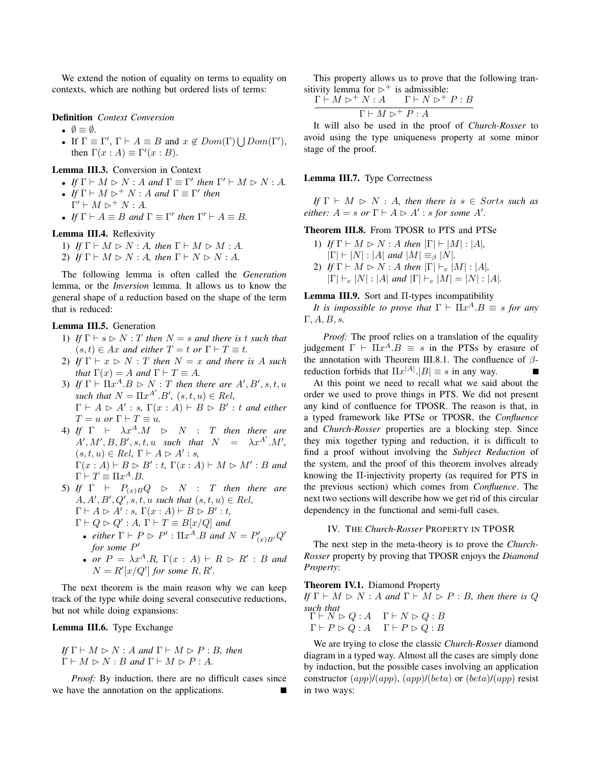We extend the notion of equality on terms to equality on contexts, which are nothing but ordered lists of terms:

**Definition** *Context Conversion*

- $\emptyset \equiv \emptyset$.
- If $\Gamma \equiv \Gamma'$, $\Gamma \vdash A \equiv B$ and $x \notin Dom(\Gamma) \bigcup Dom(\Gamma')$, then $\Gamma(x:A) \equiv \Gamma'(x:B)$.

**Lemma III.3.** Conversion in Context

- *If* $\Gamma \vdash M \rhd N : A$ *and* $\Gamma \equiv \Gamma'$ *then* $\Gamma' \vdash M \rhd N : A$.
- *If* $\Gamma \vdash M \rhd^+ N : A$ *and* $\Gamma \equiv \Gamma'$ *then* $\Gamma' \vdash M \rhd^+ N : A$.
- *If* $\Gamma \vdash A \equiv B$ *and* $\Gamma \equiv \Gamma'$ *then* $\Gamma' \vdash A \equiv B$.

**Lemma III.4.** Reflexivity

1) *If* $\Gamma \vdash M \rhd N : A$, *then* $\Gamma \vdash M \rhd M : A$.
2) *If* $\Gamma \vdash M \rhd N : A$, *then* $\Gamma \vdash N \rhd N : A$.

The following lemma is often called the *Generation* lemma, or the *Inversion* lemma. It allows us to know the general shape of a reduction based on the shape of the term that is reduced:

**Lemma III.5.** Generation

1) *If* $\Gamma \vdash s \rhd N : T$ *then* $N = s$ *and there is* $t$ *such that* $(s,t) \in Ax$ *and either* $T = t$ *or* $\Gamma \vdash T \equiv t$.
2) *If* $\Gamma \vdash x \rhd N : T$ *then* $N = x$ *and there is* $A$ *such that* $\Gamma(x) = A$ *and* $\Gamma \vdash T \equiv A$.
3) *If* $\Gamma \vdash \Pi x^A.B \rhd N : T$ *then there are* $A', B', s, t, u$ *such that* $N = \Pi x^{A'}.B'$, $(s,t,u) \in Rel$, $\Gamma \vdash A \rhd A' : s$, $\Gamma(x:A) \vdash B \rhd B' : t$ *and either* $T = u$ *or* $\Gamma \vdash T \equiv u$.
4) *If* $\Gamma \vdash \lambda x^A.M \rhd N : T$ *then there are* $A', M', B, B', s, t, u$ *such that* $N = \lambda x^{A'}.M'$, $(s,t,u) \in Rel$, $\Gamma \vdash A \rhd A' : s$, $\Gamma(x:A) \vdash B \rhd B' : t$, $\Gamma(x:A) \vdash M \rhd M' : B$ *and* $\Gamma \vdash T \equiv \Pi x^A.B$.
5) *If* $\Gamma \vdash P_{(x)B}Q \rhd N : T$ *then there are* $A, A', B', Q', s, t, u$ *such that* $(s,t,u) \in Rel$, $\Gamma \vdash A \rhd A' : s$, $\Gamma(x:A) \vdash B \rhd B' : t$, $\Gamma \vdash Q \rhd Q' : A$, $\Gamma \vdash T \equiv B[x/Q]$ *and*
   - *either* $\Gamma \vdash P \rhd P' : \Pi x^A.B$ *and* $N = P'_{(x)B'}Q'$ *for some* $P'$
   - *or* $P = \lambda x^A.R$, $\Gamma(x:A) \vdash R \rhd R' : B$ *and* $N = R'[x/Q']$ *for some* $R, R'$.

The next theorem is the main reason why we can keep track of the type while doing several consecutive reductions, but not while doing expansions:

**Lemma III.6.** Type Exchange

*If* $\Gamma \vdash M \rhd N : A$ *and* $\Gamma \vdash M \rhd P : B$, *then* $\Gamma \vdash M \rhd N : B$ *and* $\Gamma \vdash M \rhd P : A$.

*Proof:* By induction, there are no difficult cases since we have the annotation on the applications. ∎

This property allows us to prove that the following transitivity lemma for $\rhd^+$ is admissible:

$$\frac{\Gamma \vdash M \rhd^+ N : A \qquad \Gamma \vdash N \rhd^+ P : B}{\Gamma \vdash M \rhd^+ P : A}$$

It will also be used in the proof of *Church-Rosser* to avoid using the type uniqueness property at some minor stage of the proof.

**Lemma III.7.** Type Correctness

*If* $\Gamma \vdash M \rhd N : A$, *then there is* $s \in Sorts$ *such as either:* $A = s$ *or* $\Gamma \vdash A \rhd A' : s$ *for some* $A'$.

**Theorem III.8.** From TPOSR to PTS and PTSe

1) *If* $\Gamma \vdash M \rhd N : A$ *then* $|\Gamma| \vdash |M| : |A|$, $|\Gamma| \vdash |N| : |A|$ *and* $|M| \equiv_\beta |N|$.
2) *If* $\Gamma \vdash M \rhd N : A$ *then* $|\Gamma| \vdash_e |M| : |A|$, $|\Gamma| \vdash_e |N| : |A|$ *and* $|\Gamma| \vdash_e |M| = |N| : |A|$.

**Lemma III.9.** Sort and $\Pi$-types incompatibility

*It is impossible to prove that* $\Gamma \vdash \Pi x^A.B \equiv s$ *for any* $\Gamma, A, B, s$.

*Proof:* The proof relies on a translation of the equality judgement $\Gamma \vdash \Pi x^A.B \equiv s$ in the PTSs by erasure of the annotation with Theorem III.8.1. The confluence of $\beta$-reduction forbids that $\Pi x^{|A|}.|B| \equiv s$ in any way. ∎

At this point we need to recall what we said about the order we used to prove things in PTS. We did not present any kind of confluence for TPOSR. The reason is that, in a typed framework like PTSe or TPOSR, the *Confluence* and *Church-Rosser* properties are a blocking step. Since they mix together typing and reduction, it is difficult to find a proof without involving the *Subject Reduction* of the system, and the proof of this theorem involves already knowing the $\Pi$-injectivity property (as required for PTS in the previous section) which comes from *Confluence*. The next two sections will describe how we get rid of this circular dependency in the functional and semi-full cases.

## IV. The *Church-Rosser* Property in TPOSR

The next step in the meta-theory is to prove the *Church-Rosser* property by proving that TPOSR enjoys the *Diamond Property*:

**Theorem IV.1.** Diamond Property

*If* $\Gamma \vdash M \rhd N : A$ *and* $\Gamma \vdash M \rhd P : B$, *then there is* $Q$ *such that*

$\Gamma \vdash N \rhd Q : A \quad \Gamma \vdash N \rhd Q : B$
$\Gamma \vdash P \rhd Q : A \quad \Gamma \vdash P \rhd Q : B$

We are trying to close the classic *Church-Rosser* diamond diagram in a typed way. Almost all the cases are simply done by induction, but the possible cases involving an application constructor $(app)/(app)$, $(app)/(beta)$ or $(beta)/(app)$ resist in two ways: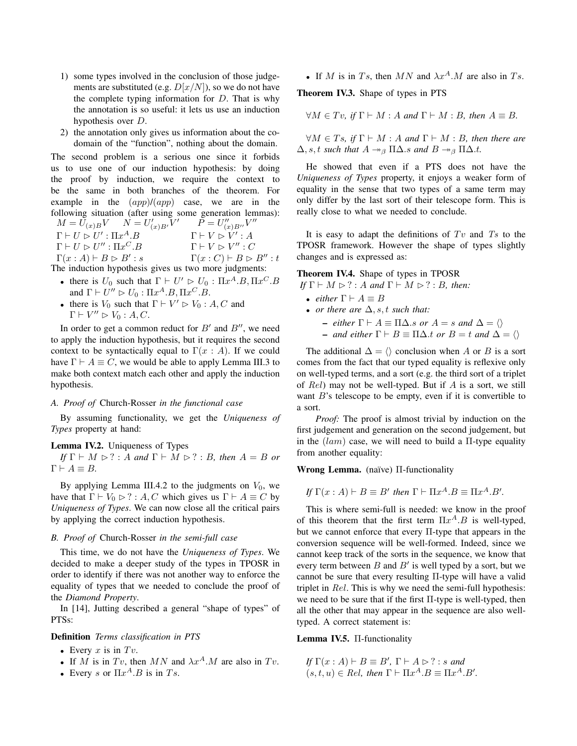1) some types involved in the conclusion of those judgements are substituted (e.g. $D[x/N]$), so we do not have the complete typing information for $D$. That is why the annotation is so useful: it lets us use an induction hypothesis over $D$.
2) the annotation only gives us information about the co-domain of the "function", nothing about the domain.

The second problem is a serious one since it forbids us to use one of our induction hypothesis: by doing the proof by induction, we require the context to be the same in both branches of the theorem. For example in the $(app)/(app)$ case, we are in the following situation (after using some generation lemmas):

$M = U_{(x)B}V \quad N = U'_{(x)B'}V' \quad P = U''_{(x)B''}V''$

$\Gamma \vdash U \rhd U' : \Pi x^A.B \qquad \Gamma \vdash V \rhd V' : A$

$\Gamma \vdash U \rhd U'' : \Pi x^C.B \qquad \Gamma \vdash V \rhd V'' : C$

$\Gamma(x : A) \vdash B \rhd B' : s \qquad \Gamma(x : C) \vdash B \rhd B'' : t$

The induction hypothesis gives us two more judgments:

- there is $U_0$ such that $\Gamma \vdash U' \rhd U_0 : \Pi x^A.B, \Pi x^C.B$ and $\Gamma \vdash U'' \rhd U_0 : \Pi x^A.B, \Pi x^C.B$.
- there is $V_0$ such that $\Gamma \vdash V' \rhd V_0 : A, C$ and $\Gamma \vdash V'' \rhd V_0 : A, C$.

In order to get a common reduct for $B'$ and $B''$, we need to apply the induction hypothesis, but it requires the second context to be syntactically equal to $\Gamma(x : A)$. If we could have $\Gamma \vdash A \equiv C$, we would be able to apply Lemma III.3 to make both context match each other and apply the induction hypothesis.

### A. Proof of *Church-Rosser* in the functional case

By assuming functionality, we get the *Uniqueness of Types* property at hand:

**Lemma IV.2.** Uniqueness of Types
*If $\Gamma \vdash M \rhd ? : A$ and $\Gamma \vdash M \rhd ? : B$, then $A = B$ or $\Gamma \vdash A \equiv B$.*

By applying Lemma III.4.2 to the judgments on $V_0$, we have that $\Gamma \vdash V_0 \rhd ? : A, C$ which gives us $\Gamma \vdash A \equiv C$ by *Uniqueness of Types*. We can now close all the critical pairs by applying the correct induction hypothesis.

### B. Proof of *Church-Rosser* in the semi-full case

This time, we do not have the *Uniqueness of Types*. We decided to make a deeper study of the types in TPOSR in order to identify if there was not another way to enforce the equality of types that we needed to conclude the proof of the *Diamond Property*.

In [14], Jutting described a general "shape of types" of PTSs:

**Definition** *Terms classification in PTS*

- Every $x$ is in $Tv$.
- If $M$ is in $Tv$, then $MN$ and $\lambda x^A.M$ are also in $Tv$.
- Every $s$ or $\Pi x^A.B$ is in $Ts$.
- If $M$ is in $Ts$, then $MN$ and $\lambda x^A.M$ are also in $Ts$.

**Theorem IV.3.** Shape of types in PTS

$\forall M \in Tv$, *if $\Gamma \vdash M : A$ and $\Gamma \vdash M : B$, then $A \equiv B$.*

$\forall M \in Ts$, *if $\Gamma \vdash M : A$ and $\Gamma \vdash M : B$, then there are $\Delta, s, t$ such that $A \twoheadrightarrow_\beta \Pi\Delta.s$ and $B \twoheadrightarrow_\beta \Pi\Delta.t$.*

He showed that even if a PTS does not have the *Uniqueness of Types* property, it enjoys a weaker form of equality in the sense that two types of a same term may only differ by the last sort of their telescope form. This is really close to what we needed to conclude.

It is easy to adapt the definitions of $Tv$ and $Ts$ to the TPOSR framework. However the shape of types slightly changes and is expressed as:

**Theorem IV.4.** Shape of types in TPOSR
*If $\Gamma \vdash M \rhd ? : A$ and $\Gamma \vdash M \rhd ? : B$, then:*

- *either $\Gamma \vdash A \equiv B$*
- *or there are $\Delta, s, t$ such that:*
  - *either $\Gamma \vdash A \equiv \Pi\Delta.s$ or $A = s$ and $\Delta = \langle\rangle$*
  - *and either $\Gamma \vdash B \equiv \Pi\Delta.t$ or $B = t$ and $\Delta = \langle\rangle$*

The additional $\Delta = \langle\rangle$ conclusion when $A$ or $B$ is a sort comes from the fact that our typed equality is reflexive only on well-typed terms, and a sort (e.g. the third sort of a triplet of $Rel$) may not be well-typed. But if $A$ is a sort, we still want $B$'s telescope to be empty, even if it is convertible to a sort.

*Proof:* The proof is almost trivial by induction on the first judgement and generation on the second judgement, but in the $(lam)$ case, we will need to build a $\Pi$-type equality from another equality:

**Wrong Lemma.** (naïve) $\Pi$-functionality

*If $\Gamma(x : A) \vdash B \equiv B'$ then $\Gamma \vdash \Pi x^A.B \equiv \Pi x^A.B'$.*

This is where semi-full is needed: we know in the proof of this theorem that the first term $\Pi x^A.B$ is well-typed, but we cannot enforce that every $\Pi$-type that appears in the conversion sequence will be well-formed. Indeed, since we cannot keep track of the sorts in the sequence, we know that every term between $B$ and $B'$ is well typed by a sort, but we cannot be sure that every resulting $\Pi$-type will have a valid triplet in $Rel$. This is why we need the semi-full hypothesis: we need to be sure that if the first $\Pi$-type is well-typed, then all the other that may appear in the sequence are also well-typed. A correct statement is:

**Lemma IV.5.** $\Pi$-functionality

*If $\Gamma(x : A) \vdash B \equiv B'$, $\Gamma \vdash A \rhd ? : s$ and $(s, t, u) \in Rel$, then $\Gamma \vdash \Pi x^A.B \equiv \Pi x^A.B'$.*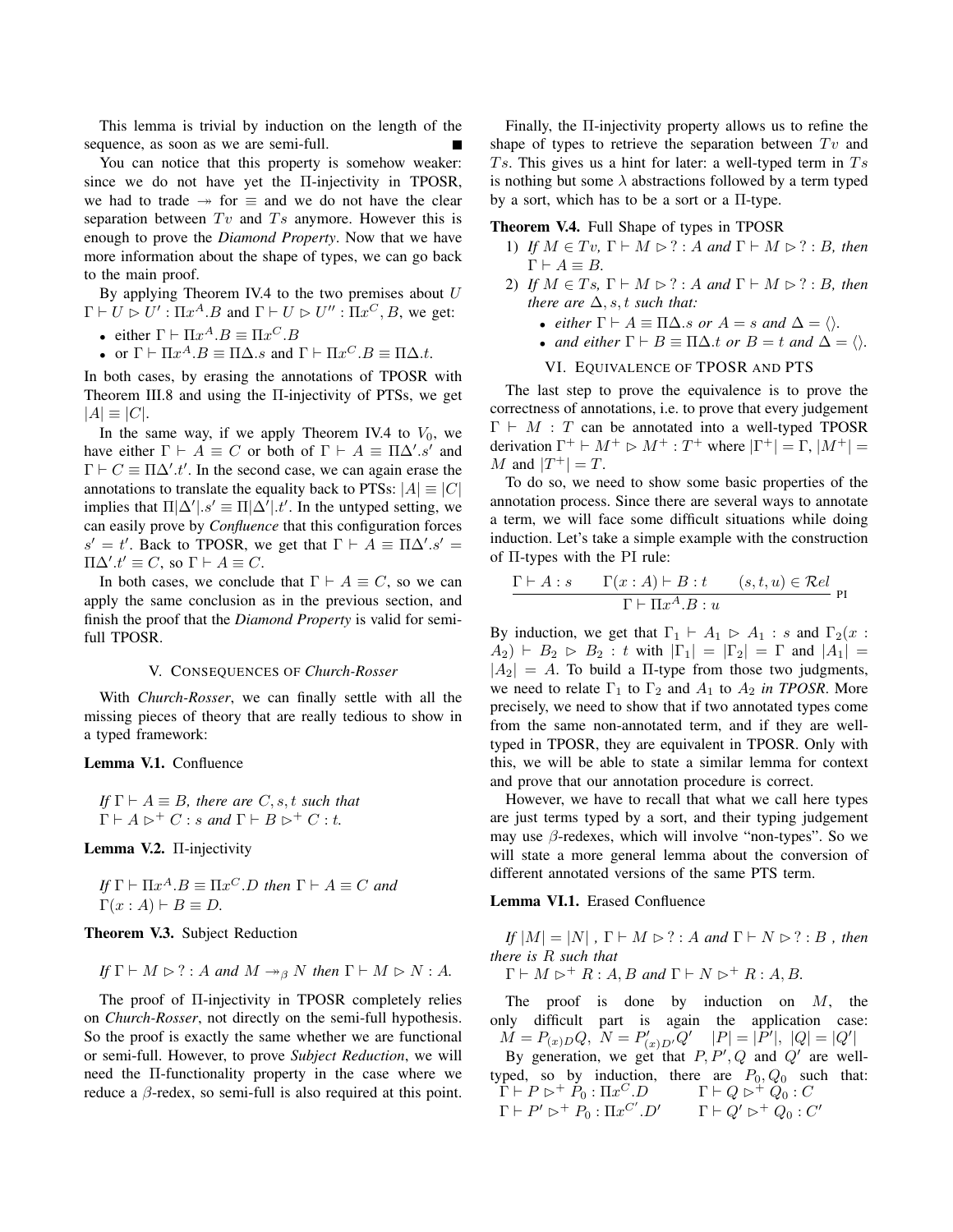This lemma is trivial by induction on the length of the sequence, as soon as we are semi-full. ∎

You can notice that this property is somehow weaker: since we do not have yet the Π-injectivity in TPOSR, we had to trade $\twoheadrightarrow$ for $\equiv$ and we do not have the clear separation between $Tv$ and $Ts$ anymore. However this is enough to prove the ***Diamond Property***. Now that we have more information about the shape of types, we can go back to the main proof.

By applying Theorem IV.4 to the two premises about $U$ $\Gamma \vdash U \rhd U' : \Pi x^A.B$ and $\Gamma \vdash U \rhd U'' : \Pi x^C, B$, we get:

- either $\Gamma \vdash \Pi x^A.B \equiv \Pi x^C.B$
- or $\Gamma \vdash \Pi x^A.B \equiv \Pi \Delta.s$ and $\Gamma \vdash \Pi x^C.B \equiv \Pi \Delta.t$.

In both cases, by erasing the annotations of TPOSR with Theorem III.8 and using the Π-injectivity of PTSs, we get $|A| \equiv |C|$.

In the same way, if we apply Theorem IV.4 to $V_0$, we have either $\Gamma \vdash A \equiv C$ or both of $\Gamma \vdash A \equiv \Pi\Delta'.s'$ and $\Gamma \vdash C \equiv \Pi\Delta'.t'$. In the second case, we can again erase the annotations to translate the equality back to PTSs: $|A| \equiv |C|$ implies that $\Pi|\Delta'|.s' \equiv \Pi|\Delta'|.t'$. In the untyped setting, we can easily prove by ***Confluence*** that this configuration forces $s' = t'$. Back to TPOSR, we get that $\Gamma \vdash A \equiv \Pi\Delta'.s' = \Pi\Delta'.t' \equiv C$, so $\Gamma \vdash A \equiv C$.

In both cases, we conclude that $\Gamma \vdash A \equiv C$, so we can apply the same conclusion as in the previous section, and finish the proof that the ***Diamond Property*** is valid for semi-full TPOSR.

## V. Consequences of *Church-Rosser*

With ***Church-Rosser***, we can finally settle with all the missing pieces of theory that are really tedious to show in a typed framework:

**Lemma V.1.** Confluence

*If $\Gamma \vdash A \equiv B$, there are $C, s, t$ such that $\Gamma \vdash A \rhd^+ C : s$ and $\Gamma \vdash B \rhd^+ C : t$.*

**Lemma V.2.** Π-injectivity

*If $\Gamma \vdash \Pi x^A.B \equiv \Pi x^C.D$ then $\Gamma \vdash A \equiv C$ and $\Gamma(x : A) \vdash B \equiv D$.*

**Theorem V.3.** Subject Reduction

*If $\Gamma \vdash M \rhd ? : A$ and $M \twoheadrightarrow_\beta N$ then $\Gamma \vdash M \rhd N : A$.*

The proof of Π-injectivity in TPOSR completely relies on ***Church-Rosser***, not directly on the semi-full hypothesis. So the proof is exactly the same whether we are functional or semi-full. However, to prove ***Subject Reduction***, we will need the Π-functionality property in the case where we reduce a β-redex, so semi-full is also required at this point.

Finally, the Π-injectivity property allows us to refine the shape of types to retrieve the separation between $Tv$ and $Ts$. This gives us a hint for later: a well-typed term in $Ts$ is nothing but some λ abstractions followed by a term typed by a sort, which has to be a sort or a Π-type.

**Theorem V.4.** Full Shape of types in TPOSR

1) *If $M \in Tv$, $\Gamma \vdash M \rhd ? : A$ and $\Gamma \vdash M \rhd ? : B$, then $\Gamma \vdash A \equiv B$.*
2) *If $M \in Ts$, $\Gamma \vdash M \rhd ? : A$ and $\Gamma \vdash M \rhd ? : B$, then there are $\Delta, s, t$ such that:*
   - *either $\Gamma \vdash A \equiv \Pi\Delta.s$ or $A = s$ and $\Delta = \langle\rangle$.*
   - *and either $\Gamma \vdash B \equiv \Pi\Delta.t$ or $B = t$ and $\Delta = \langle\rangle$.*

## VI. Equivalence of TPOSR and PTS

The last step to prove the equivalence is to prove the correctness of annotations, i.e. to prove that every judgement $\Gamma \vdash M : T$ can be annotated into a well-typed TPOSR derivation $\Gamma^+ \vdash M^+ \rhd M^+ : T^+$ where $|\Gamma^+| = \Gamma$, $|M^+| = M$ and $|T^+| = T$.

To do so, we need to show some basic properties of the annotation process. Since there are several ways to annotate a term, we will face some difficult situations while doing induction. Let's take a simple example with the construction of Π-types with the PI rule:

$$\frac{\Gamma \vdash A : s \qquad \Gamma(x : A) \vdash B : t \qquad (s, t, u) \in \mathcal{R}el}{\Gamma \vdash \Pi x^A.B : u} \text{ PI}$$

By induction, we get that $\Gamma_1 \vdash A_1 \rhd A_1 : s$ and $\Gamma_2(x : A_2) \vdash B_2 \rhd B_2 : t$ with $|\Gamma_1| = |\Gamma_2| = \Gamma$ and $|A_1| = |A_2| = A$. To build a Π-type from those two judgments, we need to relate $\Gamma_1$ to $\Gamma_2$ and $A_1$ to $A_2$ *in TPOSR*. More precisely, we need to show that if two annotated types come from the same non-annotated term, and if they are well-typed in TPOSR, they are equivalent in TPOSR. Only with this, we will be able to state a similar lemma for context and prove that our annotation procedure is correct.

However, we have to recall that what we call here types are just terms typed by a sort, and their typing judgement may use β-redexes, which will involve "non-types". So we will state a more general lemma about the conversion of different annotated versions of the same PTS term.

**Lemma VI.1.** Erased Confluence

*If $|M| = |N|$, $\Gamma \vdash M \rhd ? : A$ and $\Gamma \vdash N \rhd ? : B$, then there is $R$ such that*
*$\Gamma \vdash M \rhd^+ R : A, B$ and $\Gamma \vdash N \rhd^+ R : A, B$.*

The proof is done by induction on $M$, the only difficult part is again the application case: $M = P_{(x)D}Q$, $N = P'_{(x)D'}Q'$ $\quad |P| = |P'|$, $|Q| = |Q'|$

By generation, we get that $P, P', Q$ and $Q'$ are well-typed, so by induction, there are $P_0, Q_0$ such that:
$\Gamma \vdash P \rhd^+ P_0 : \Pi x^C.D \qquad \Gamma \vdash Q \rhd^+ Q_0 : C$
$\Gamma \vdash P' \rhd^+ P_0 : \Pi x^{C'}.D' \qquad \Gamma \vdash Q' \rhd^+ Q_0 : C'$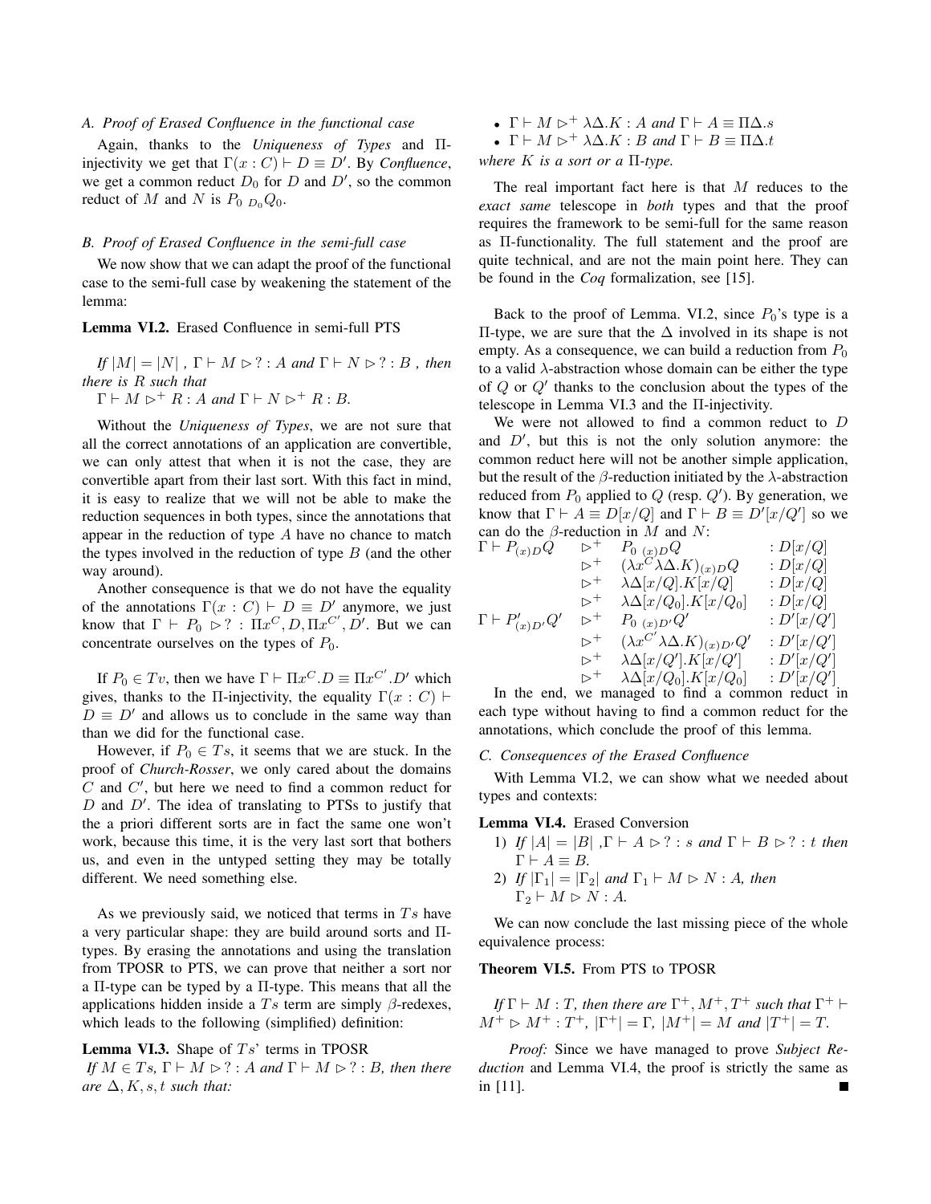### A. Proof of Erased Confluence in the functional case

Again, thanks to the *Uniqueness of Types* and Π-injectivity we get that $\Gamma(x : C) \vdash D \equiv D'$. By *Confluence*, we get a common reduct $D_0$ for $D$ and $D'$, so the common reduct of $M$ and $N$ is $P_0\ {}_{D_0}Q_0$.

### B. Proof of Erased Confluence in the semi-full case

We now show that we can adapt the proof of the functional case to the semi-full case by weakening the statement of the lemma:

**Lemma VI.2.** Erased Confluence in semi-full PTS

*If $|M| = |N|$ , $\Gamma \vdash M \rhd ? : A$ and $\Gamma \vdash N \rhd ? : B$ , then there is $R$ such that*
$\Gamma \vdash M \rhd^+ R : A$ *and* $\Gamma \vdash N \rhd^+ R : B$.

Without the *Uniqueness of Types*, we are not sure that all the correct annotations of an application are convertible, we can only attest that when it is not the case, they are convertible apart from their last sort. With this fact in mind, it is easy to realize that we will not be able to make the reduction sequences in both types, since the annotations that appear in the reduction of type $A$ have no chance to match the types involved in the reduction of type $B$ (and the other way around).

Another consequence is that we do not have the equality of the annotations $\Gamma(x : C) \vdash D \equiv D'$ anymore, we just know that $\Gamma \vdash P_0 \rhd ? : \Pi x^C, D, \Pi x^{C'}, D'$. But we can concentrate ourselves on the types of $P_0$.

If $P_0 \in Tv$, then we have $\Gamma \vdash \Pi x^C.D \equiv \Pi x^{C'}.D'$ which gives, thanks to the Π-injectivity, the equality $\Gamma(x : C) \vdash D \equiv D'$ and allows us to conclude in the same way than than we did for the functional case.

However, if $P_0 \in Ts$, it seems that we are stuck. In the proof of *Church-Rosser*, we only cared about the domains $C$ and $C'$, but here we need to find a common reduct for $D$ and $D'$. The idea of translating to PTSs to justify that the a priori different sorts are in fact the same one won't work, because this time, it is the very last sort that bothers us, and even in the untyped setting they may be totally different. We need something else.

As we previously said, we noticed that terms in $Ts$ have a very particular shape: they are build around sorts and Π-types. By erasing the annotations and using the translation from TPOSR to PTS, we can prove that neither a sort nor a Π-type can be typed by a Π-type. This means that all the applications hidden inside a $Ts$ term are simply β-redexes, which leads to the following (simplified) definition:

**Lemma VI.3.** Shape of $Ts$' terms in TPOSR
*If $M \in Ts$, $\Gamma \vdash M \rhd ? : A$ and $\Gamma \vdash M \rhd ? : B$, then there are $\Delta, K, s, t$ such that:*

- $\Gamma \vdash M \rhd^+ \lambda\Delta.K : A$ *and* $\Gamma \vdash A \equiv \Pi\Delta.s$
- $\Gamma \vdash M \rhd^+ \lambda\Delta.K : B$ *and* $\Gamma \vdash B \equiv \Pi\Delta.t$

*where $K$ is a sort or a Π-type.*

The real important fact here is that $M$ reduces to the *exact same* telescope in *both* types and that the proof requires the framework to be semi-full for the same reason as Π-functionality. The full statement and the proof are quite technical, and are not the main point here. They can be found in the *Coq* formalization, see [15].

Back to the proof of Lemma. VI.2, since $P_0$'s type is a Π-type, we are sure that the $\Delta$ involved in its shape is not empty. As a consequence, we can build a reduction from $P_0$ to a valid λ-abstraction whose domain can be either the type of $Q$ or $Q'$ thanks to the conclusion about the types of the telescope in Lemma VI.3 and the Π-injectivity.

We were not allowed to find a common reduct to $D$ and $D'$, but this is not the only solution anymore: the common reduct here will not be another simple application, but the result of the β-reduction initiated by the λ-abstraction reduced from $P_0$ applied to $Q$ (resp. $Q'$). By generation, we know that $\Gamma \vdash A \equiv D[x/Q]$ and $\Gamma \vdash B \equiv D'[x/Q']$ so we can do the β-reduction in $M$ and $N$:

$$
\begin{array}{llll}
\Gamma \vdash P_{(x)D}Q & \rhd^+ & P_0\ {}_{(x)D}Q & : D[x/Q] \\
 & \rhd^+ & (\lambda x^C \lambda\Delta.K)_{(x)D}Q & : D[x/Q] \\
 & \rhd^+ & \lambda\Delta[x/Q].K[x/Q] & : D[x/Q] \\
 & \rhd^+ & \lambda\Delta[x/Q_0].K[x/Q_0] & : D[x/Q] \\
\Gamma \vdash P'_{(x)D'}Q' & \rhd^+ & P_0\ {}_{(x)D'}Q' & : D'[x/Q'] \\
 & \rhd^+ & (\lambda x^{C'} \lambda\Delta.K)_{(x)D'}Q' & : D'[x/Q'] \\
 & \rhd^+ & \lambda\Delta[x/Q'].K[x/Q'] & : D'[x/Q'] \\
 & \rhd^+ & \lambda\Delta[x/Q_0].K[x/Q_0] & : D'[x/Q']
\end{array}
$$

In the end, we managed to find a common reduct in each type without having to find a common reduct for the annotations, which conclude the proof of this lemma.

### C. Consequences of the Erased Confluence

With Lemma VI.2, we can show what we needed about types and contexts:

**Lemma VI.4.** Erased Conversion

1) *If $|A| = |B|$ ,$\Gamma \vdash A \rhd ? : s$ and $\Gamma \vdash B \rhd ? : t$ then* $\Gamma \vdash A \equiv B$.
2) *If $|\Gamma_1| = |\Gamma_2|$ and $\Gamma_1 \vdash M \rhd N : A$, then* $\Gamma_2 \vdash M \rhd N : A$.

We can now conclude the last missing piece of the whole equivalence process:

**Theorem VI.5.** From PTS to TPOSR

*If $\Gamma \vdash M : T$, then there are $\Gamma^+, M^+, T^+$ such that $\Gamma^+ \vdash M^+ \rhd M^+ : T^+$, $|\Gamma^+| = \Gamma$, $|M^+| = M$ and $|T^+| = T$.*

*Proof:* Since we have managed to prove *Subject Reduction* and Lemma VI.4, the proof is strictly the same as in [11]. ■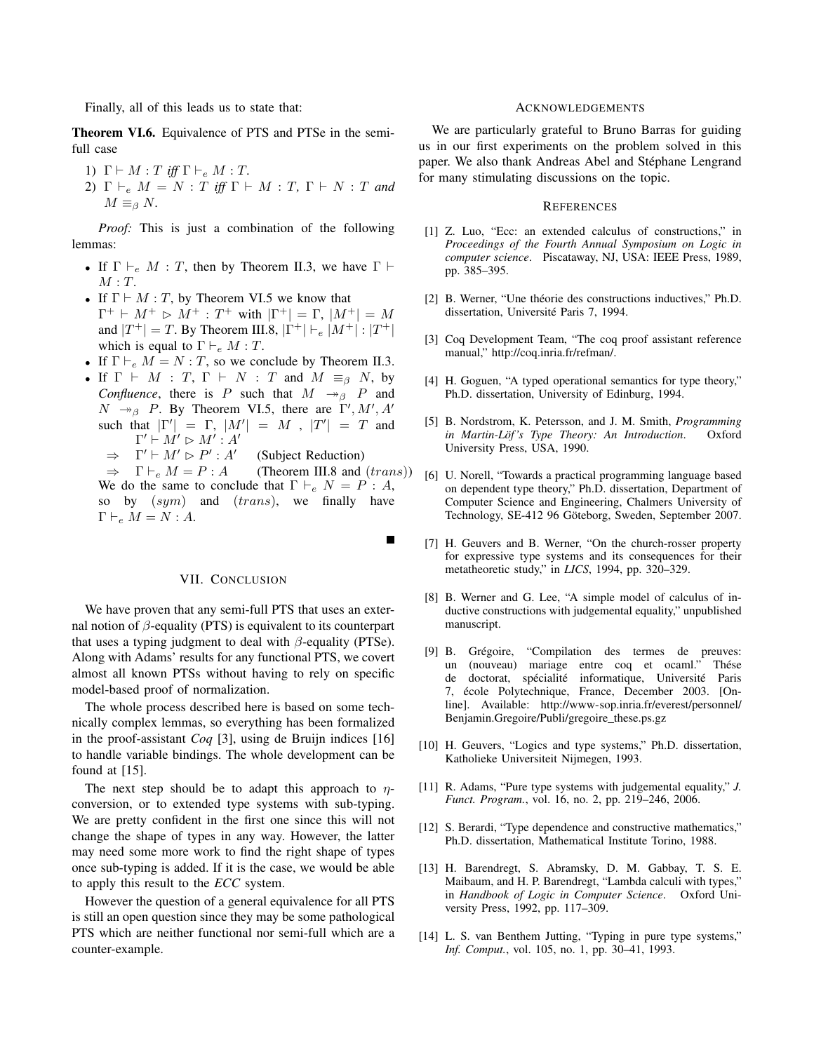Finally, all of this leads us to state that:

**Theorem VI.6.** Equivalence of PTS and PTSe in the semi-full case

1) $\Gamma \vdash M : T$ *iff* $\Gamma \vdash_e M : T$.
2) $\Gamma \vdash_e M = N : T$ *iff* $\Gamma \vdash M : T$, $\Gamma \vdash N : T$ *and* $M \equiv_\beta N$.

*Proof:* This is just a combination of the following lemmas:

- If $\Gamma \vdash_e M : T$, then by Theorem II.3, we have $\Gamma \vdash M : T$.
- If $\Gamma \vdash M : T$, by Theorem VI.5 we know that $\Gamma^+ \vdash M^+ \rhd M^+ : T^+$ with $|\Gamma^+| = \Gamma$, $|M^+| = M$ and $|T^+| = T$. By Theorem III.8, $|\Gamma^+| \vdash_e |M^+| : |T^+|$ which is equal to $\Gamma \vdash_e M : T$.
- If $\Gamma \vdash_e M = N : T$, so we conclude by Theorem II.3.
- If $\Gamma \vdash M : T$, $\Gamma \vdash N : T$ and $M \equiv_\beta N$, by *Confluence*, there is $P$ such that $M \twoheadrightarrow_\beta P$ and $N \twoheadrightarrow_\beta P$. By Theorem VI.5, there are $\Gamma', M', A'$ such that $|\Gamma'| = \Gamma$, $|M'| = M$ , $|T'| = T$ and $\Gamma' \vdash M' \rhd M' : A'$
  $\Rightarrow \quad \Gamma' \vdash M' \rhd P' : A'$ (Subject Reduction)
  $\Rightarrow \quad \Gamma \vdash_e M = P : A$ (Theorem III.8 and $(trans)$)
  We do the same to conclude that $\Gamma \vdash_e N = P : A$, so by $(sym)$ and $(trans)$, we finally have $\Gamma \vdash_e M = N : A$.

■

## VII. Conclusion

We have proven that any semi-full PTS that uses an external notion of $\beta$-equality (PTS) is equivalent to its counterpart that uses a typing judgment to deal with $\beta$-equality (PTSe). Along with Adams' results for any functional PTS, we covert almost all known PTSs without having to rely on specific model-based proof of normalization.

The whole process described here is based on some technically complex lemmas, so everything has been formalized in the proof-assistant *Coq* [3], using de Bruijn indices [16] to handle variable bindings. The whole development can be found at [15].

The next step should be to adapt this approach to $\eta$-conversion, or to extended type systems with sub-typing. We are pretty confident in the first one since this will not change the shape of types in any way. However, the latter may need some more work to find the right shape of types once sub-typing is added. If it is the case, we would be able to apply this result to the *ECC* system.

However the question of a general equivalence for all PTS is still an open question since they may be some pathological PTS which are neither functional nor semi-full which are a counter-example.

## Acknowledgements

We are particularly grateful to Bruno Barras for guiding us in our first experiments on the problem solved in this paper. We also thank Andreas Abel and Stéphane Lengrand for many stimulating discussions on the topic.

## References

[1] Z. Luo, "Ecc: an extended calculus of constructions," in *Proceedings of the Fourth Annual Symposium on Logic in computer science*. Piscataway, NJ, USA: IEEE Press, 1989, pp. 385–395.

[2] B. Werner, "Une théorie des constructions inductives," Ph.D. dissertation, Université Paris 7, 1994.

[3] Coq Development Team, "The coq proof assistant reference manual," http://coq.inria.fr/refman/.

[4] H. Goguen, "A typed operational semantics for type theory," Ph.D. dissertation, University of Edinburg, 1994.

[5] B. Nordstrom, K. Petersson, and J. M. Smith, *Programming in Martin-Löf's Type Theory: An Introduction*. Oxford University Press, USA, 1990.

[6] U. Norell, "Towards a practical programming language based on dependent type theory," Ph.D. dissertation, Department of Computer Science and Engineering, Chalmers University of Technology, SE-412 96 Göteborg, Sweden, September 2007.

[7] H. Geuvers and B. Werner, "On the church-rosser property for expressive type systems and its consequences for their metatheoretic study," in *LICS*, 1994, pp. 320–329.

[8] B. Werner and G. Lee, "A simple model of calculus of inductive constructions with judgemental equality," unpublished manuscript.

[9] B. Grégoire, "Compilation des termes de preuves: un (nouveau) mariage entre coq et ocaml." Thése de doctorat, spécialité informatique, Université Paris 7, école Polytechnique, France, December 2003. [Online]. Available: http://www-sop.inria.fr/everest/personnel/Benjamin.Gregoire/Publi/gregoire_these.ps.gz

[10] H. Geuvers, "Logics and type systems," Ph.D. dissertation, Katholieke Universiteit Nijmegen, 1993.

[11] R. Adams, "Pure type systems with judgemental equality," *J. Funct. Program.*, vol. 16, no. 2, pp. 219–246, 2006.

[12] S. Berardi, "Type dependence and constructive mathematics," Ph.D. dissertation, Mathematical Institute Torino, 1988.

[13] H. Barendregt, S. Abramsky, D. M. Gabbay, T. S. E. Maibaum, and H. P. Barendregt, "Lambda calculi with types," in *Handbook of Logic in Computer Science*. Oxford University Press, 1992, pp. 117–309.

[14] L. S. van Benthem Jutting, "Typing in pure type systems," *Inf. Comput.*, vol. 105, no. 1, pp. 30–41, 1993.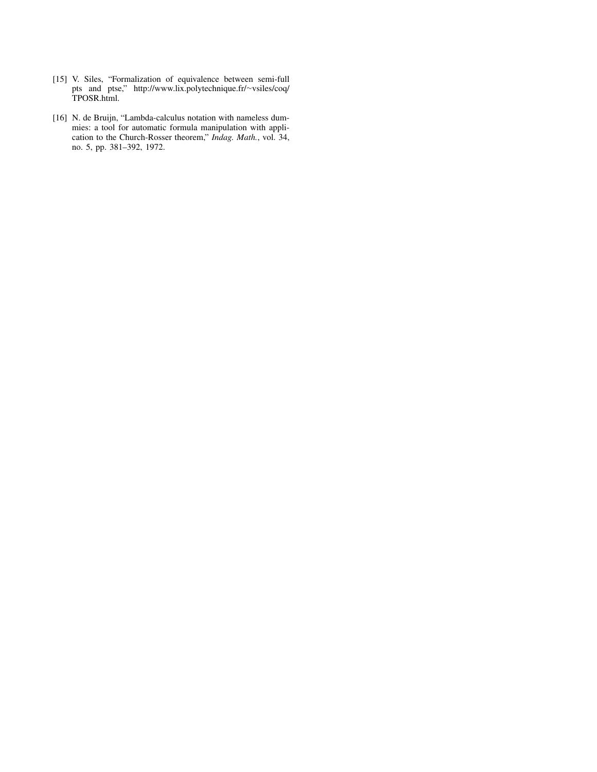[15] V. Siles, "Formalization of equivalence between semi-full pts and ptse," http://www.lix.polytechnique.fr/~vsiles/coq/TPOSR.html.

[16] N. de Bruijn, "Lambda-calculus notation with nameless dummies: a tool for automatic formula manipulation with application to the Church-Rosser theorem," *Indag. Math.*, vol. 34, no. 5, pp. 381–392, 1972.